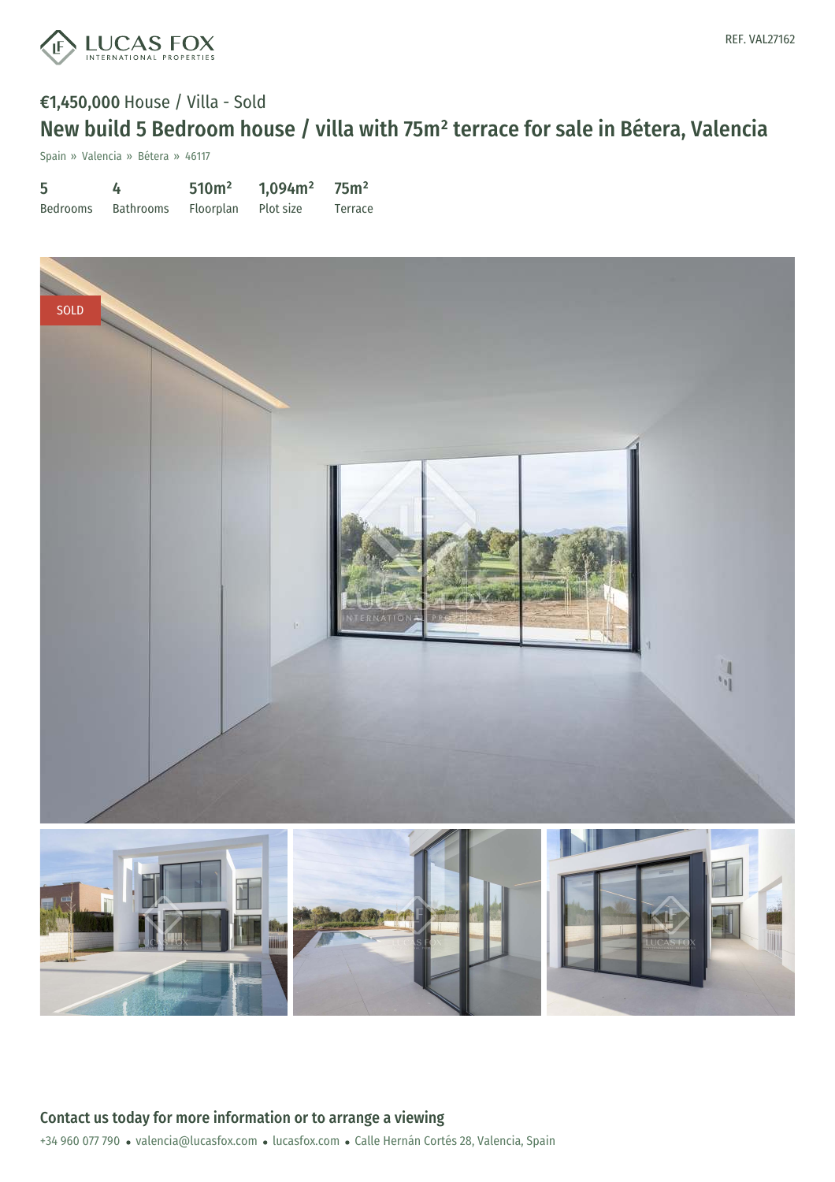REF. VAL27162

€1,450,000 House / Villa - Sold

# New build 5 Bedroom house / villa with 75m² terrace for sale in Bétera, Valencia

Spain » Valencia » Bétera » 46117

| 5 | 4 | 510m² | 1,094m² | 75m² |
| --- | --- | --- | --- | --- |
| Bedrooms | Bathrooms | Floorplan | Plot size | Terrace |

SOLD

## Contact us today for more information or to arrange a viewing

+34 960 077 790 • valencia@lucasfox.com • lucasfox.com • Calle Hernán Cortés 28, Valencia, Spain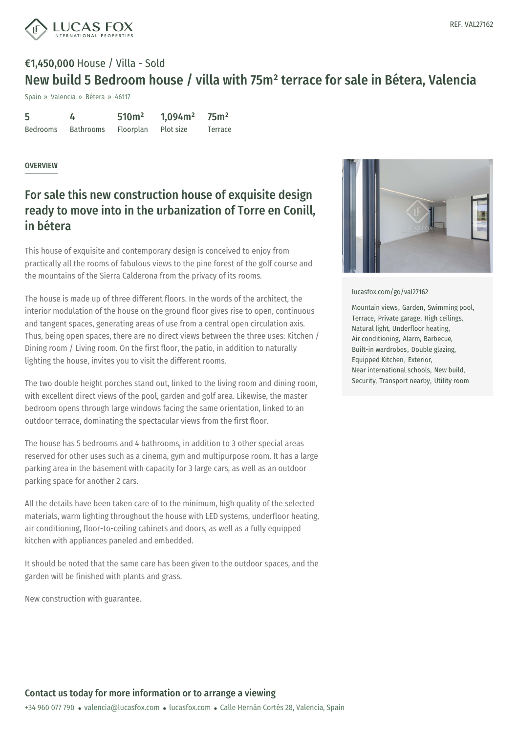REF. VAL27162

**€1,450,000** House / Villa - Sold

# New build 5 Bedroom house / villa with 75m² terrace for sale in Bétera, Valencia

Spain » Valencia » Bétera » 46117

| 5 | 4 | 510m² | 1,094m² | 75m² |
|---|---|---|---|---|
| Bedrooms | Bathrooms | Floorplan | Plot size | Terrace |

OVERVIEW

## For sale this new construction house of exquisite design ready to move into in the urbanization of Torre en Conill, in bétera

This house of exquisite and contemporary design is conceived to enjoy from practically all the rooms of fabulous views to the pine forest of the golf course and the mountains of the Sierra Calderona from the privacy of its rooms.

The house is made up of three different floors. In the words of the architect, the interior modulation of the house on the ground floor gives rise to open, continuous and tangent spaces, generating areas of use from a central open circulation axis. Thus, being open spaces, there are no direct views between the three uses: Kitchen / Dining room / Living room. On the first floor, the patio, in addition to naturally lighting the house, invites you to visit the different rooms.

The two double height porches stand out, linked to the living room and dining room, with excellent direct views of the pool, garden and golf area. Likewise, the master bedroom opens through large windows facing the same orientation, linked to an outdoor terrace, dominating the spectacular views from the first floor.

The house has 5 bedrooms and 4 bathrooms, in addition to 3 other special areas reserved for other uses such as a cinema, gym and multipurpose room. It has a large parking area in the basement with capacity for 3 large cars, as well as an outdoor parking space for another 2 cars.

All the details have been taken care of to the minimum, high quality of the selected materials, warm lighting throughout the house with LED systems, underfloor heating, air conditioning, floor-to-ceiling cabinets and doors, as well as a fully equipped kitchen with appliances paneled and embedded.

It should be noted that the same care has been given to the outdoor spaces, and the garden will be finished with plants and grass.

New construction with guarantee.

lucasfox.com/go/val27162

Mountain views, Garden, Swimming pool, Terrace, Private garage, High ceilings, Natural light, Underfloor heating, Air conditioning, Alarm, Barbecue, Built-in wardrobes, Double glazing, Equipped Kitchen, Exterior, Near international schools, New build, Security, Transport nearby, Utility room

## Contact us today for more information or to arrange a viewing

+34 960 077 790 • valencia@lucasfox.com • lucasfox.com • Calle Hernán Cortés 28, Valencia, Spain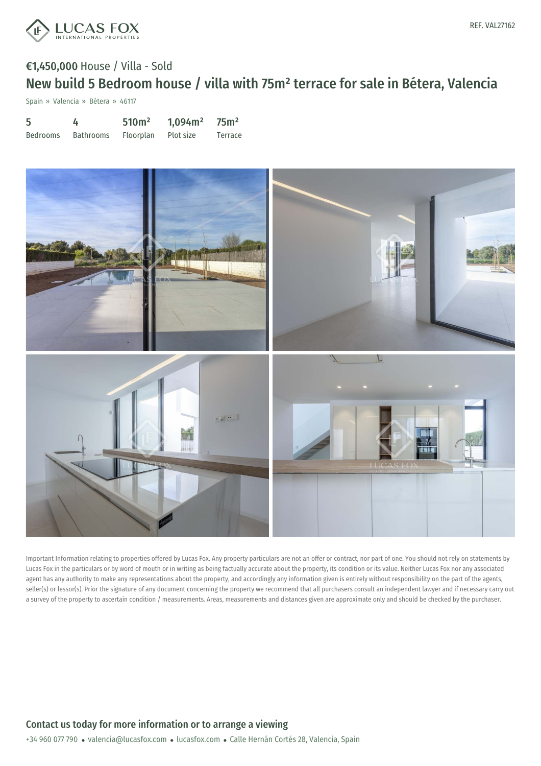REF. VAL27162

€1,450,000 House / Villa - Sold

# New build 5 Bedroom house / villa with 75m² terrace for sale in Bétera, Valencia

Spain » Valencia » Bétera » 46117

| 5 | 4 | 510m² | 1,094m² | 75m² |
| --- | --- | --- | --- | --- |
| Bedrooms | Bathrooms | Floorplan | Plot size | Terrace |

Important Information relating to properties offered by Lucas Fox. Any property particulars are not an offer or contract, nor part of one. You should not rely on statements by Lucas Fox in the particulars or by word of mouth or in writing as being factually accurate about the property, its condition or its value. Neither Lucas Fox nor any associated agent has any authority to make any representations about the property, and accordingly any information given is entirely without responsibility on the part of the agents, seller(s) or lessor(s). Prior the signature of any document concerning the property we recommend that all purchasers consult an independent lawyer and if necessary carry out a survey of the property to ascertain condition / measurements. Areas, measurements and distances given are approximate only and should be checked by the purchaser.

## Contact us today for more information or to arrange a viewing

+34 960 077 790 • valencia@lucasfox.com • lucasfox.com • Calle Hernán Cortés 28, Valencia, Spain